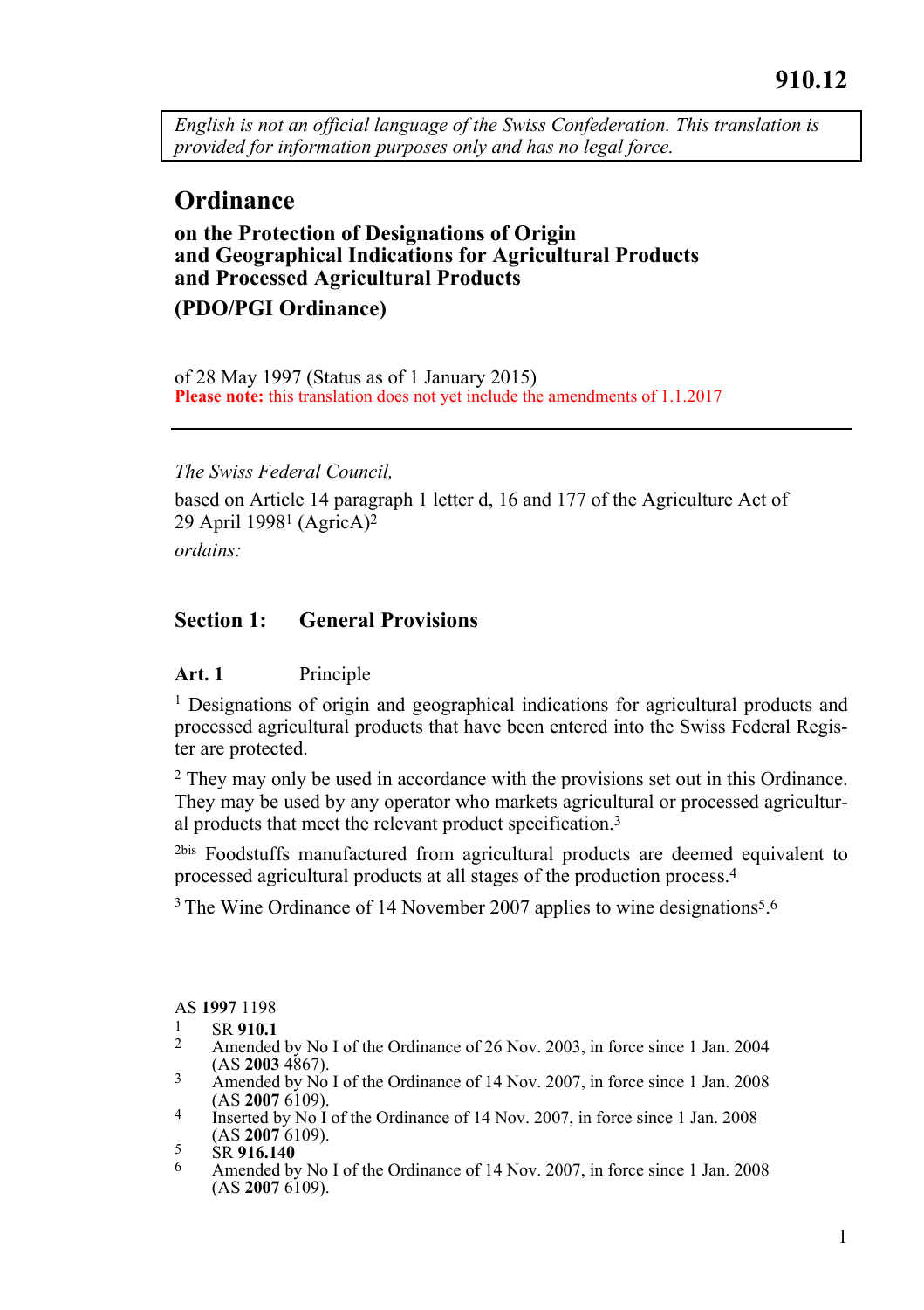910.12

*English is not an official language of the Swiss Confederation. This translation is provided for information purposes only and has no legal force.*

# Ordinance

## on the Protection of Designations of Origin and Geographical Indications for Agricultural Products and Processed Agricultural Products

## (PDO/PGI Ordinance)

of 28 May 1997 (Status as of 1 January 2015)

**Please note:** this translation does not yet include the amendments of 1.1.2017

---

*The Swiss Federal Council,*

based on Article 14 paragraph 1 letter d, 16 and 177 of the Agriculture Act of 29 April 1998[1] (AgricA)[2]

*ordains:*

## Section 1: General Provisions

### Art. 1 Principle

[1] Designations of origin and geographical indications for agricultural products and processed agricultural products that have been entered into the Swiss Federal Register are protected.

[2] They may only be used in accordance with the provisions set out in this Ordinance. They may be used by any operator who markets agricultural or processed agricultural products that meet the relevant product specification.[3]

[2bis] Foodstuffs manufactured from agricultural products are deemed equivalent to processed agricultural products at all stages of the production process.[4]

[3] The Wine Ordinance of 14 November 2007 applies to wine designations[5].[6]

AS **1997** 1198

1 SR **910.1**

2 Amended by No I of the Ordinance of 26 Nov. 2003, in force since 1 Jan. 2004 (AS **2003** 4867).

3 Amended by No I of the Ordinance of 14 Nov. 2007, in force since 1 Jan. 2008 (AS **2007** 6109).

4 Inserted by No I of the Ordinance of 14 Nov. 2007, in force since 1 Jan. 2008 (AS **2007** 6109).

5 SR **916.140**

6 Amended by No I of the Ordinance of 14 Nov. 2007, in force since 1 Jan. 2008 (AS **2007** 6109).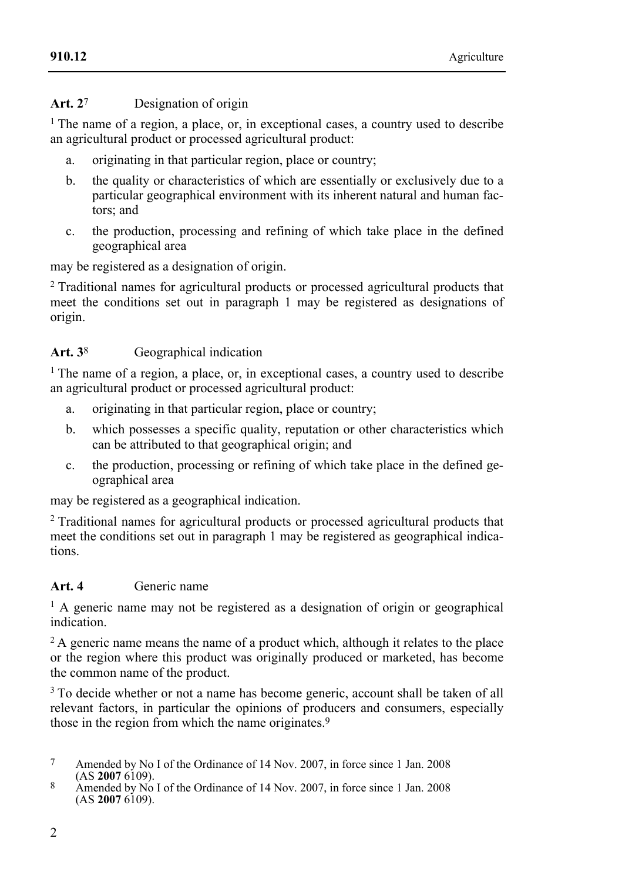**Art. 2**[7] Designation of origin

[1] The name of a region, a place, or, in exceptional cases, a country used to describe an agricultural product or processed agricultural product:

a. originating in that particular region, place or country;

b. the quality or characteristics of which are essentially or exclusively due to a particular geographical environment with its inherent natural and human factors; and

c. the production, processing and refining of which take place in the defined geographical area

may be registered as a designation of origin.

[2] Traditional names for agricultural products or processed agricultural products that meet the conditions set out in paragraph 1 may be registered as designations of origin.

**Art. 3**[8] Geographical indication

[1] The name of a region, a place, or, in exceptional cases, a country used to describe an agricultural product or processed agricultural product:

a. originating in that particular region, place or country;

b. which possesses a specific quality, reputation or other characteristics which can be attributed to that geographical origin; and

c. the production, processing or refining of which take place in the defined geographical area

may be registered as a geographical indication.

[2] Traditional names for agricultural products or processed agricultural products that meet the conditions set out in paragraph 1 may be registered as geographical indications.

**Art. 4** Generic name

[1] A generic name may not be registered as a designation of origin or geographical indication.

[2] A generic name means the name of a product which, although it relates to the place or the region where this product was originally produced or marketed, has become the common name of the product.

[3] To decide whether or not a name has become generic, account shall be taken of all relevant factors, in particular the opinions of producers and consumers, especially those in the region from which the name originates.[9]

---

[7] Amended by No I of the Ordinance of 14 Nov. 2007, in force since 1 Jan. 2008 (AS **2007** 6109).

[8] Amended by No I of the Ordinance of 14 Nov. 2007, in force since 1 Jan. 2008 (AS **2007** 6109).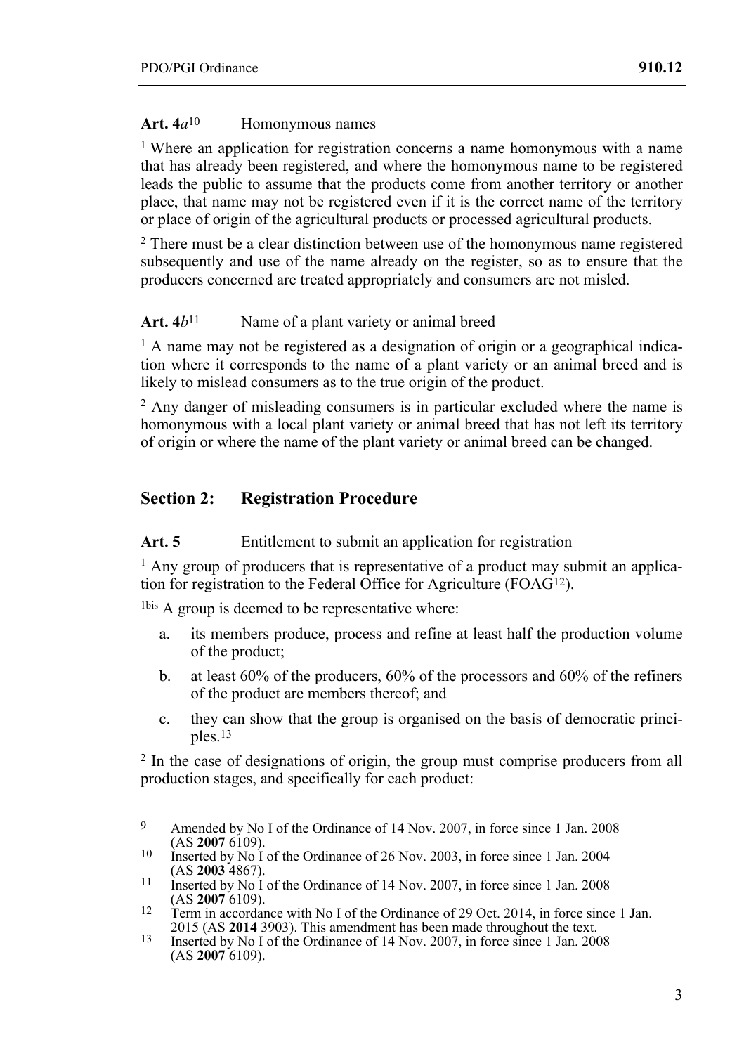**Art. 4*a*[10]** Homonymous names

[1] Where an application for registration concerns a name homonymous with a name that has already been registered, and where the homonymous name to be registered leads the public to assume that the products come from another territory or another place, that name may not be registered even if it is the correct name of the territory or place of origin of the agricultural products or processed agricultural products.

[2] There must be a clear distinction between use of the homonymous name registered subsequently and use of the name already on the register, so as to ensure that the producers concerned are treated appropriately and consumers are not misled.

**Art. 4*b*[11]** Name of a plant variety or animal breed

[1] A name may not be registered as a designation of origin or a geographical indication where it corresponds to the name of a plant variety or an animal breed and is likely to mislead consumers as to the true origin of the product.

[2] Any danger of misleading consumers is in particular excluded where the name is homonymous with a local plant variety or animal breed that has not left its territory of origin or where the name of the plant variety or animal breed can be changed.

## Section 2: Registration Procedure

**Art. 5** Entitlement to submit an application for registration

[1] Any group of producers that is representative of a product may submit an application for registration to the Federal Office for Agriculture (FOAG[12]).

[1bis] A group is deemed to be representative where:

a. its members produce, process and refine at least half the production volume of the product;

b. at least 60% of the producers, 60% of the processors and 60% of the refiners of the product are members thereof; and

c. they can show that the group is organised on the basis of democratic principles.[13]

[2] In the case of designations of origin, the group must comprise producers from all production stages, and specifically for each product:

---

[9] Amended by No I of the Ordinance of 14 Nov. 2007, in force since 1 Jan. 2008 (AS **2007** 6109).

[10] Inserted by No I of the Ordinance of 26 Nov. 2003, in force since 1 Jan. 2004 (AS **2003** 4867).

[11] Inserted by No I of the Ordinance of 14 Nov. 2007, in force since 1 Jan. 2008 (AS **2007** 6109).

[12] Term in accordance with No I of the Ordinance of 29 Oct. 2014, in force since 1 Jan. 2015 (AS **2014** 3903). This amendment has been made throughout the text.

[13] Inserted by No I of the Ordinance of 14 Nov. 2007, in force since 1 Jan. 2008 (AS **2007** 6109).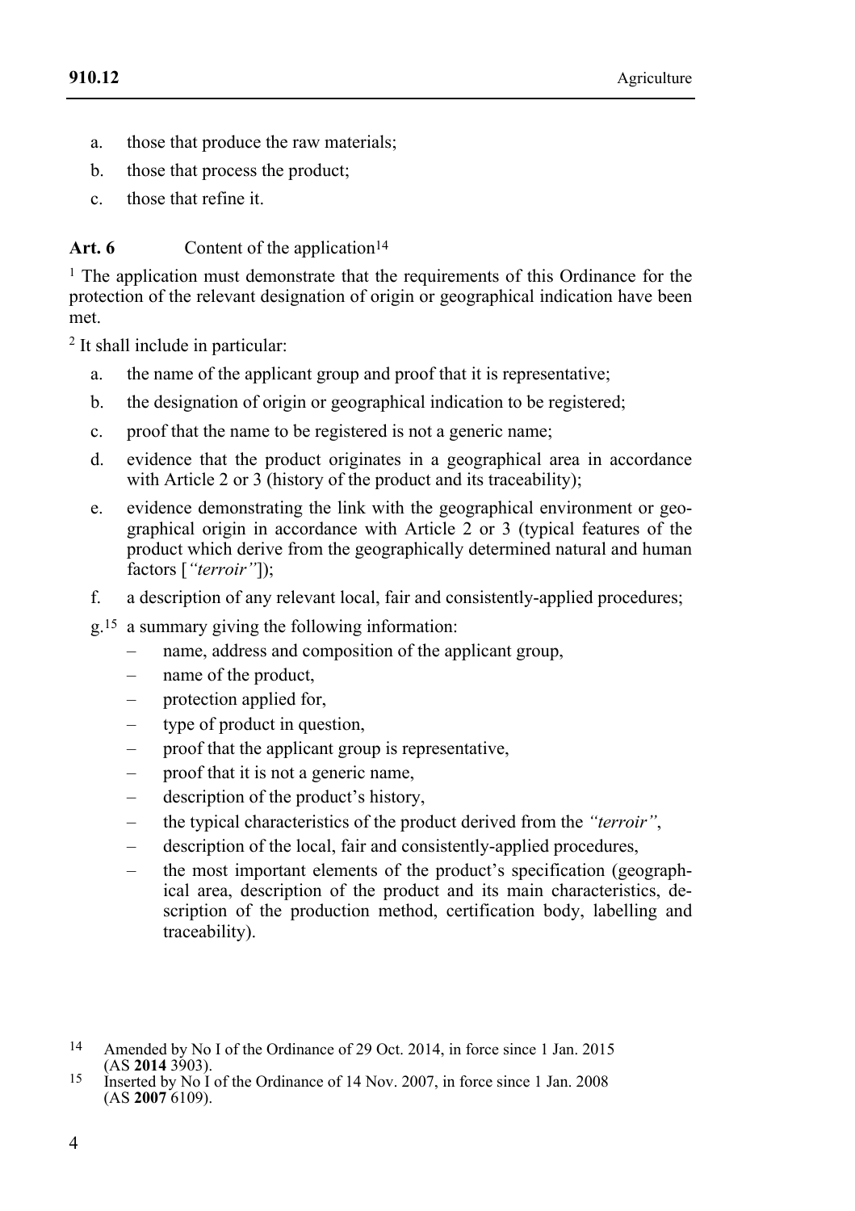a. those that produce the raw materials;
b. those that process the product;
c. those that refine it.

**Art. 6** Content of the application[14]

[1] The application must demonstrate that the requirements of this Ordinance for the protection of the relevant designation of origin or geographical indication have been met.

[2] It shall include in particular:

a. the name of the applicant group and proof that it is representative;
b. the designation of origin or geographical indication to be registered;
c. proof that the name to be registered is not a generic name;
d. evidence that the product originates in a geographical area in accordance with Article 2 or 3 (history of the product and its traceability);
e. evidence demonstrating the link with the geographical environment or geographical origin in accordance with Article 2 or 3 (typical features of the product which derive from the geographically determined natural and human factors [*"terroir"*]);
f. a description of any relevant local, fair and consistently-applied procedures;
g.[15] a summary giving the following information:
  – name, address and composition of the applicant group,
  – name of the product,
  – protection applied for,
  – type of product in question,
  – proof that the applicant group is representative,
  – proof that it is not a generic name,
  – description of the product's history,
  – the typical characteristics of the product derived from the *"terroir"*,
  – description of the local, fair and consistently-applied procedures,
  – the most important elements of the product's specification (geographical area, description of the product and its main characteristics, description of the production method, certification body, labelling and traceability).

---

[14] Amended by No I of the Ordinance of 29 Oct. 2014, in force since 1 Jan. 2015 (AS **2014** 3903).

[15] Inserted by No I of the Ordinance of 14 Nov. 2007, in force since 1 Jan. 2008 (AS **2007** 6109).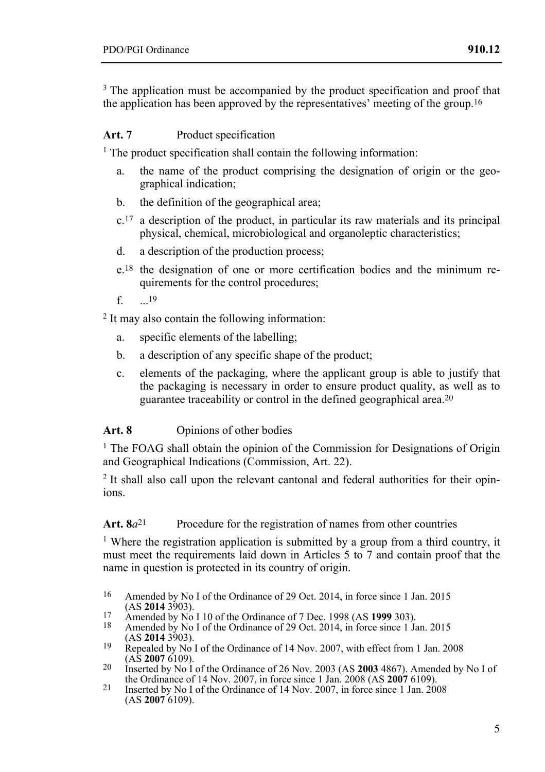[3] The application must be accompanied by the product specification and proof that the application has been approved by the representatives' meeting of the group.[16]

**Art. 7** Product specification

[1] The product specification shall contain the following information:

a. the name of the product comprising the designation of origin or the geographical indication;

b. the definition of the geographical area;

c.[17] a description of the product, in particular its raw materials and its principal physical, chemical, microbiological and organoleptic characteristics;

d. a description of the production process;

e.[18] the designation of one or more certification bodies and the minimum requirements for the control procedures;

f. ...[19]

[2] It may also contain the following information:

a. specific elements of the labelling;

b. a description of any specific shape of the product;

c. elements of the packaging, where the applicant group is able to justify that the packaging is necessary in order to ensure product quality, as well as to guarantee traceability or control in the defined geographical area.[20]

**Art. 8** Opinions of other bodies

[1] The FOAG shall obtain the opinion of the Commission for Designations of Origin and Geographical Indications (Commission, Art. 22).

[2] It shall also call upon the relevant cantonal and federal authorities for their opinions.

**Art. 8*a*[21]** Procedure for the registration of names from other countries

[1] Where the registration application is submitted by a group from a third country, it must meet the requirements laid down in Articles 5 to 7 and contain proof that the name in question is protected in its country of origin.

---

16 Amended by No I of the Ordinance of 29 Oct. 2014, in force since 1 Jan. 2015 (AS **2014** 3903).

17 Amended by No I 10 of the Ordinance of 7 Dec. 1998 (AS **1999** 303).

18 Amended by No I of the Ordinance of 29 Oct. 2014, in force since 1 Jan. 2015 (AS **2014** 3903).

19 Repealed by No I of the Ordinance of 14 Nov. 2007, with effect from 1 Jan. 2008 (AS **2007** 6109).

20 Inserted by No I of the Ordinance of 26 Nov. 2003 (AS **2003** 4867). Amended by No I of the Ordinance of 14 Nov. 2007, in force since 1 Jan. 2008 (AS **2007** 6109).

21 Inserted by No I of the Ordinance of 14 Nov. 2007, in force since 1 Jan. 2008 (AS **2007** 6109).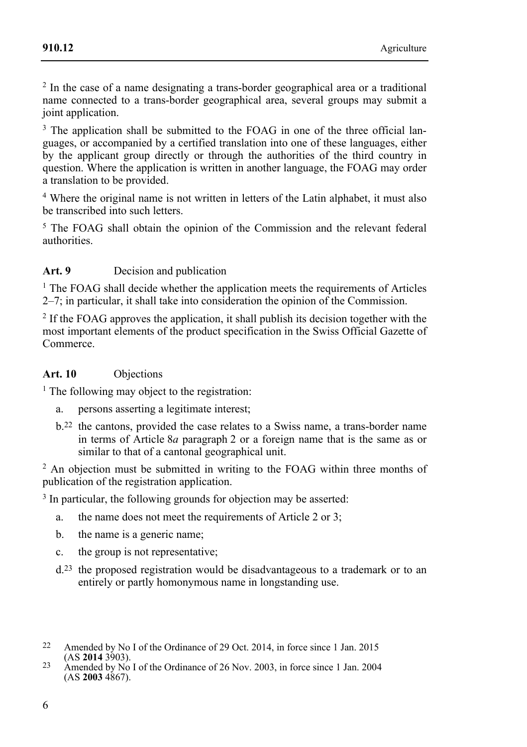[2] In the case of a name designating a trans-border geographical area or a traditional name connected to a trans-border geographical area, several groups may submit a joint application.

[3] The application shall be submitted to the FOAG in one of the three official languages, or accompanied by a certified translation into one of these languages, either by the applicant group directly or through the authorities of the third country in question. Where the application is written in another language, the FOAG may order a translation to be provided.

[4] Where the original name is not written in letters of the Latin alphabet, it must also be transcribed into such letters.

[5] The FOAG shall obtain the opinion of the Commission and the relevant federal authorities.

### Art. 9 Decision and publication

[1] The FOAG shall decide whether the application meets the requirements of Articles 2–7; in particular, it shall take into consideration the opinion of the Commission.

[2] If the FOAG approves the application, it shall publish its decision together with the most important elements of the product specification in the Swiss Official Gazette of Commerce.

### Art. 10 Objections

[1] The following may object to the registration:

a. persons asserting a legitimate interest;

b.[22] the cantons, provided the case relates to a Swiss name, a trans-border name in terms of Article 8*a* paragraph 2 or a foreign name that is the same as or similar to that of a cantonal geographical unit.

[2] An objection must be submitted in writing to the FOAG within three months of publication of the registration application.

[3] In particular, the following grounds for objection may be asserted:

a. the name does not meet the requirements of Article 2 or 3;

b. the name is a generic name;

c. the group is not representative;

d.[23] the proposed registration would be disadvantageous to a trademark or to an entirely or partly homonymous name in longstanding use.

---

[22] Amended by No I of the Ordinance of 29 Oct. 2014, in force since 1 Jan. 2015 (AS **2014** 3903).

[23] Amended by No I of the Ordinance of 26 Nov. 2003, in force since 1 Jan. 2004 (AS **2003** 4867).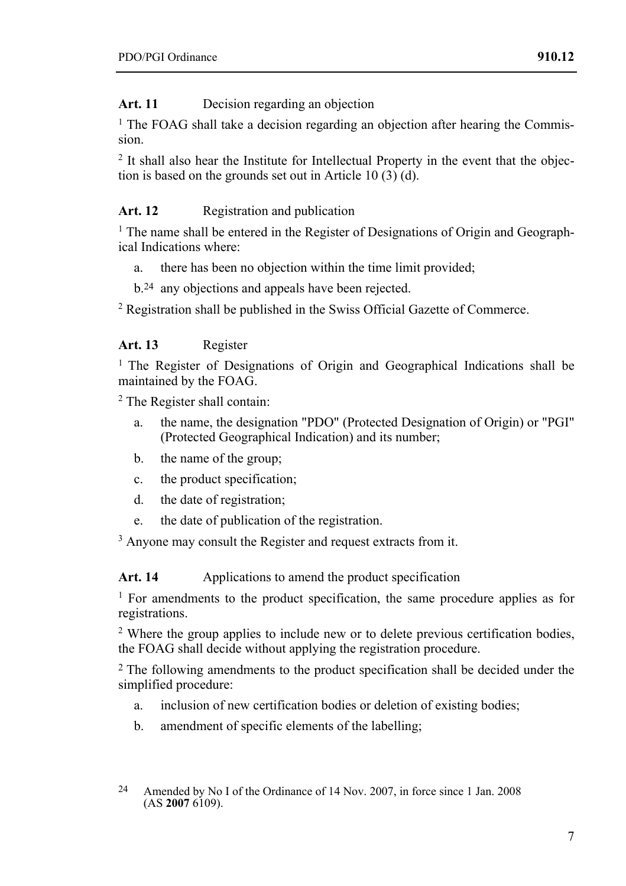**Art. 11** Decision regarding an objection

[1] The FOAG shall take a decision regarding an objection after hearing the Commission.

[2] It shall also hear the Institute for Intellectual Property in the event that the objection is based on the grounds set out in Article 10 (3) (d).

**Art. 12** Registration and publication

[1] The name shall be entered in the Register of Designations of Origin and Geographical Indications where:

a. there has been no objection within the time limit provided;

b.[24] any objections and appeals have been rejected.

[2] Registration shall be published in the Swiss Official Gazette of Commerce.

**Art. 13** Register

[1] The Register of Designations of Origin and Geographical Indications shall be maintained by the FOAG.

[2] The Register shall contain:

a. the name, the designation "PDO" (Protected Designation of Origin) or "PGI" (Protected Geographical Indication) and its number;

b. the name of the group;

c. the product specification;

d. the date of registration;

e. the date of publication of the registration.

[3] Anyone may consult the Register and request extracts from it.

**Art. 14** Applications to amend the product specification

[1] For amendments to the product specification, the same procedure applies as for registrations.

[2] Where the group applies to include new or to delete previous certification bodies, the FOAG shall decide without applying the registration procedure.

[2] The following amendments to the product specification shall be decided under the simplified procedure:

a. inclusion of new certification bodies or deletion of existing bodies;

b. amendment of specific elements of the labelling;

---

24 Amended by No I of the Ordinance of 14 Nov. 2007, in force since 1 Jan. 2008 (AS **2007** 6109).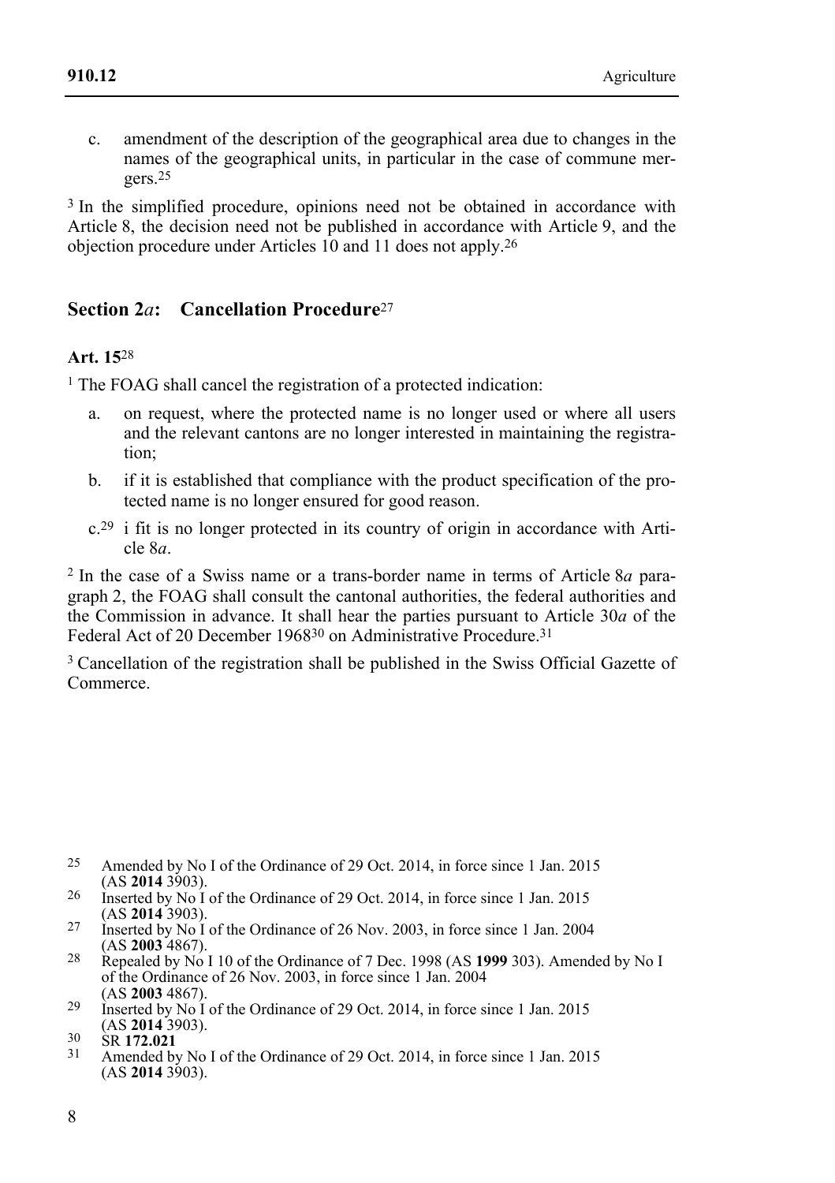c. amendment of the description of the geographical area due to changes in the names of the geographical units, in particular in the case of commune mergers.[25]

[3] In the simplified procedure, opinions need not be obtained in accordance with Article 8, the decision need not be published in accordance with Article 9, and the objection procedure under Articles 10 and 11 does not apply.[26]

## Section 2*a*: Cancellation Procedure[27]

### Art. 15[28]

[1] The FOAG shall cancel the registration of a protected indication:

a. on request, where the protected name is no longer used or where all users and the relevant cantons are no longer interested in maintaining the registration;

b. if it is established that compliance with the product specification of the protected name is no longer ensured for good reason.

c.[29] i fit is no longer protected in its country of origin in accordance with Article 8*a*.

[2] In the case of a Swiss name or a trans-border name in terms of Article 8*a* paragraph 2, the FOAG shall consult the cantonal authorities, the federal authorities and the Commission in advance. It shall hear the parties pursuant to Article 30*a* of the Federal Act of 20 December 1968[30] on Administrative Procedure.[31]

[3] Cancellation of the registration shall be published in the Swiss Official Gazette of Commerce.

---

25 Amended by No I of the Ordinance of 29 Oct. 2014, in force since 1 Jan. 2015 (AS **2014** 3903).

26 Inserted by No I of the Ordinance of 29 Oct. 2014, in force since 1 Jan. 2015 (AS **2014** 3903).

27 Inserted by No I of the Ordinance of 26 Nov. 2003, in force since 1 Jan. 2004 (AS **2003** 4867).

28 Repealed by No I 10 of the Ordinance of 7 Dec. 1998 (AS **1999** 303). Amended by No I of the Ordinance of 26 Nov. 2003, in force since 1 Jan. 2004 (AS **2003** 4867).

29 Inserted by No I of the Ordinance of 29 Oct. 2014, in force since 1 Jan. 2015 (AS **2014** 3903).

30 SR **172.021**

31 Amended by No I of the Ordinance of 29 Oct. 2014, in force since 1 Jan. 2015 (AS **2014** 3903).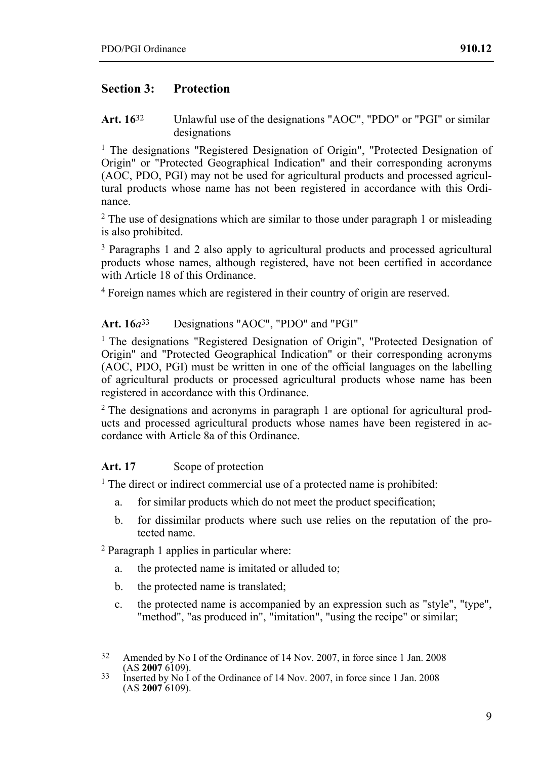## Section 3: Protection

**Art. 16**[32] Unlawful use of the designations "AOC", "PDO" or "PGI" or similar designations

[1] The designations "Registered Designation of Origin", "Protected Designation of Origin" or "Protected Geographical Indication" and their corresponding acronyms (AOC, PDO, PGI) may not be used for agricultural products and processed agricultural products whose name has not been registered in accordance with this Ordinance.

[2] The use of designations which are similar to those under paragraph 1 or misleading is also prohibited.

[3] Paragraphs 1 and 2 also apply to agricultural products and processed agricultural products whose names, although registered, have not been certified in accordance with Article 18 of this Ordinance.

[4] Foreign names which are registered in their country of origin are reserved.

**Art. 16*a***[33] Designations "AOC", "PDO" and "PGI"

[1] The designations "Registered Designation of Origin", "Protected Designation of Origin" and "Protected Geographical Indication" or their corresponding acronyms (AOC, PDO, PGI) must be written in one of the official languages on the labelling of agricultural products or processed agricultural products whose name has been registered in accordance with this Ordinance.

[2] The designations and acronyms in paragraph 1 are optional for agricultural products and processed agricultural products whose names have been registered in accordance with Article 8a of this Ordinance.

**Art. 17** Scope of protection

[1] The direct or indirect commercial use of a protected name is prohibited:

a. for similar products which do not meet the product specification;

b. for dissimilar products where such use relies on the reputation of the protected name.

[2] Paragraph 1 applies in particular where:

a. the protected name is imitated or alluded to;

b. the protected name is translated;

c. the protected name is accompanied by an expression such as "style", "type", "method", "as produced in", "imitation", "using the recipe" or similar;

---

[32] Amended by No I of the Ordinance of 14 Nov. 2007, in force since 1 Jan. 2008 (AS **2007** 6109).

[33] Inserted by No I of the Ordinance of 14 Nov. 2007, in force since 1 Jan. 2008 (AS **2007** 6109).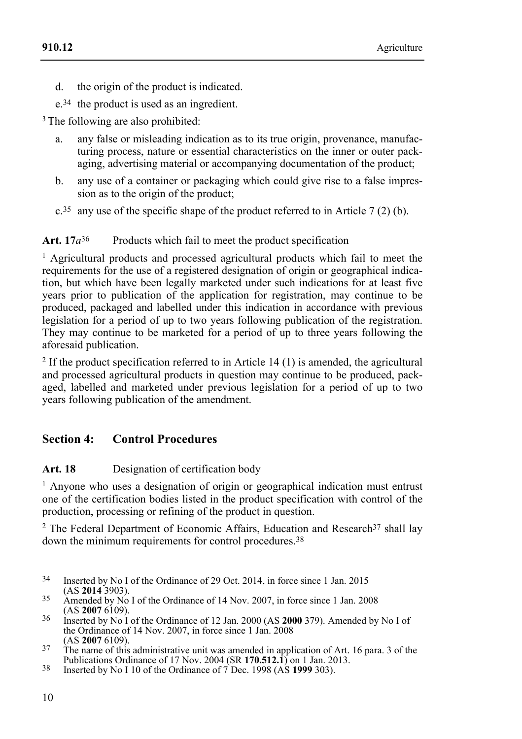d. the origin of the product is indicated.

e.[34] the product is used as an ingredient.

[3] The following are also prohibited:

a. any false or misleading indication as to its true origin, provenance, manufacturing process, nature or essential characteristics on the inner or outer packaging, advertising material or accompanying documentation of the product;

b. any use of a container or packaging which could give rise to a false impression as to the origin of the product;

c.[35] any use of the specific shape of the product referred to in Article 7 (2) (b).

**Art. 17*a*[36]** Products which fail to meet the product specification

[1] Agricultural products and processed agricultural products which fail to meet the requirements for the use of a registered designation of origin or geographical indication, but which have been legally marketed under such indications for at least five years prior to publication of the application for registration, may continue to be produced, packaged and labelled under this indication in accordance with previous legislation for a period of up to two years following publication of the registration. They may continue to be marketed for a period of up to three years following the aforesaid publication.

[2] If the product specification referred to in Article 14 (1) is amended, the agricultural and processed agricultural products in question may continue to be produced, packaged, labelled and marketed under previous legislation for a period of up to two years following publication of the amendment.

## Section 4: Control Procedures

**Art. 18** Designation of certification body

[1] Anyone who uses a designation of origin or geographical indication must entrust one of the certification bodies listed in the product specification with control of the production, processing or refining of the product in question.

[2] The Federal Department of Economic Affairs, Education and Research[37] shall lay down the minimum requirements for control procedures.[38]

---

34 Inserted by No I of the Ordinance of 29 Oct. 2014, in force since 1 Jan. 2015 (AS **2014** 3903).

35 Amended by No I of the Ordinance of 14 Nov. 2007, in force since 1 Jan. 2008 (AS **2007** 6109).

36 Inserted by No I of the Ordinance of 12 Jan. 2000 (AS **2000** 379). Amended by No I of the Ordinance of 14 Nov. 2007, in force since 1 Jan. 2008 (AS **2007** 6109).

37 The name of this administrative unit was amended in application of Art. 16 para. 3 of the Publications Ordinance of 17 Nov. 2004 (SR **170.512.1**) on 1 Jan. 2013.

38 Inserted by No I 10 of the Ordinance of 7 Dec. 1998 (AS **1999** 303).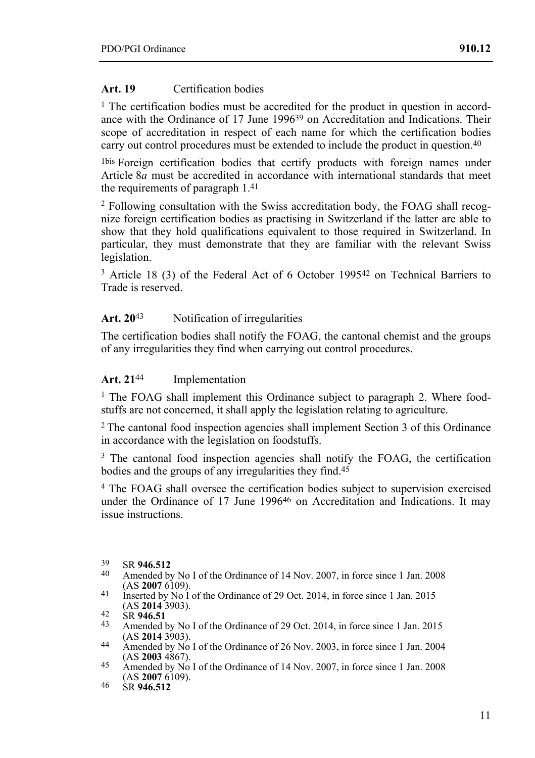**Art. 19** Certification bodies

[1] The certification bodies must be accredited for the product in question in accordance with the Ordinance of 17 June 1996[39] on Accreditation and Indications. Their scope of accreditation in respect of each name for which the certification bodies carry out control procedures must be extended to include the product in question.[40]

[1bis] Foreign certification bodies that certify products with foreign names under Article 8*a* must be accredited in accordance with international standards that meet the requirements of paragraph 1.[41]

[2] Following consultation with the Swiss accreditation body, the FOAG shall recognize foreign certification bodies as practising in Switzerland if the latter are able to show that they hold qualifications equivalent to those required in Switzerland. In particular, they must demonstrate that they are familiar with the relevant Swiss legislation.

[3] Article 18 (3) of the Federal Act of 6 October 1995[42] on Technical Barriers to Trade is reserved.

**Art. 20**[43] Notification of irregularities

The certification bodies shall notify the FOAG, the cantonal chemist and the groups of any irregularities they find when carrying out control procedures.

**Art. 21**[44] Implementation

[1] The FOAG shall implement this Ordinance subject to paragraph 2. Where foodstuffs are not concerned, it shall apply the legislation relating to agriculture.

[2] The cantonal food inspection agencies shall implement Section 3 of this Ordinance in accordance with the legislation on foodstuffs.

[3] The cantonal food inspection agencies shall notify the FOAG, the certification bodies and the groups of any irregularities they find.[45]

[4] The FOAG shall oversee the certification bodies subject to supervision exercised under the Ordinance of 17 June 1996[46] on Accreditation and Indications. It may issue instructions.

---

39 SR **946.512**

40 Amended by No I of the Ordinance of 14 Nov. 2007, in force since 1 Jan. 2008 (AS **2007** 6109).

41 Inserted by No I of the Ordinance of 29 Oct. 2014, in force since 1 Jan. 2015 (AS **2014** 3903).

42 SR **946.51**

43 Amended by No I of the Ordinance of 29 Oct. 2014, in force since 1 Jan. 2015 (AS **2014** 3903).

44 Amended by No I of the Ordinance of 26 Nov. 2003, in force since 1 Jan. 2004 (AS **2003** 4867).

45 Amended by No I of the Ordinance of 14 Nov. 2007, in force since 1 Jan. 2008 (AS **2007** 6109).

46 SR **946.512**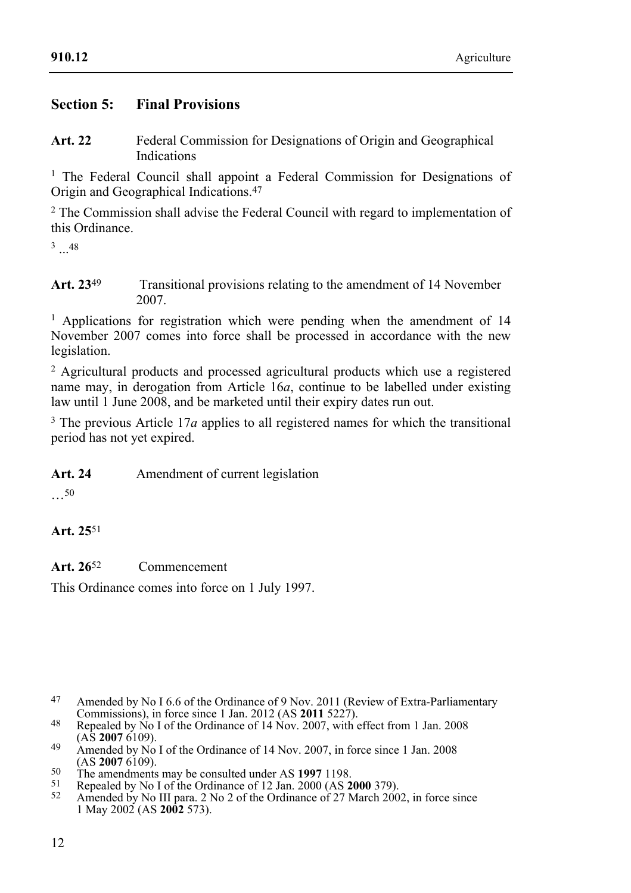## Section 5: Final Provisions

**Art. 22** Federal Commission for Designations of Origin and Geographical Indications

[1] The Federal Council shall appoint a Federal Commission for Designations of Origin and Geographical Indications.[47]

[2] The Commission shall advise the Federal Council with regard to implementation of this Ordinance.

[3] ...[48]

**Art. 23**[49] Transitional provisions relating to the amendment of 14 November 2007.

[1] Applications for registration which were pending when the amendment of 14 November 2007 comes into force shall be processed in accordance with the new legislation.

[2] Agricultural products and processed agricultural products which use a registered name may, in derogation from Article 16*a*, continue to be labelled under existing law until 1 June 2008, and be marketed until their expiry dates run out.

[3] The previous Article 17*a* applies to all registered names for which the transitional period has not yet expired.

**Art. 24** Amendment of current legislation

…[50]

**Art. 25**[51]

**Art. 26**[52] Commencement

This Ordinance comes into force on 1 July 1997.

---

47 Amended by No I 6.6 of the Ordinance of 9 Nov. 2011 (Review of Extra-Parliamentary Commissions), in force since 1 Jan. 2012 (AS **2011** 5227).

48 Repealed by No I of the Ordinance of 14 Nov. 2007, with effect from 1 Jan. 2008 (AS **2007** 6109).

49 Amended by No I of the Ordinance of 14 Nov. 2007, in force since 1 Jan. 2008 (AS **2007** 6109).

50 The amendments may be consulted under AS **1997** 1198.

51 Repealed by No I of the Ordinance of 12 Jan. 2000 (AS **2000** 379).

52 Amended by No III para. 2 No 2 of the Ordinance of 27 March 2002, in force since 1 May 2002 (AS **2002** 573).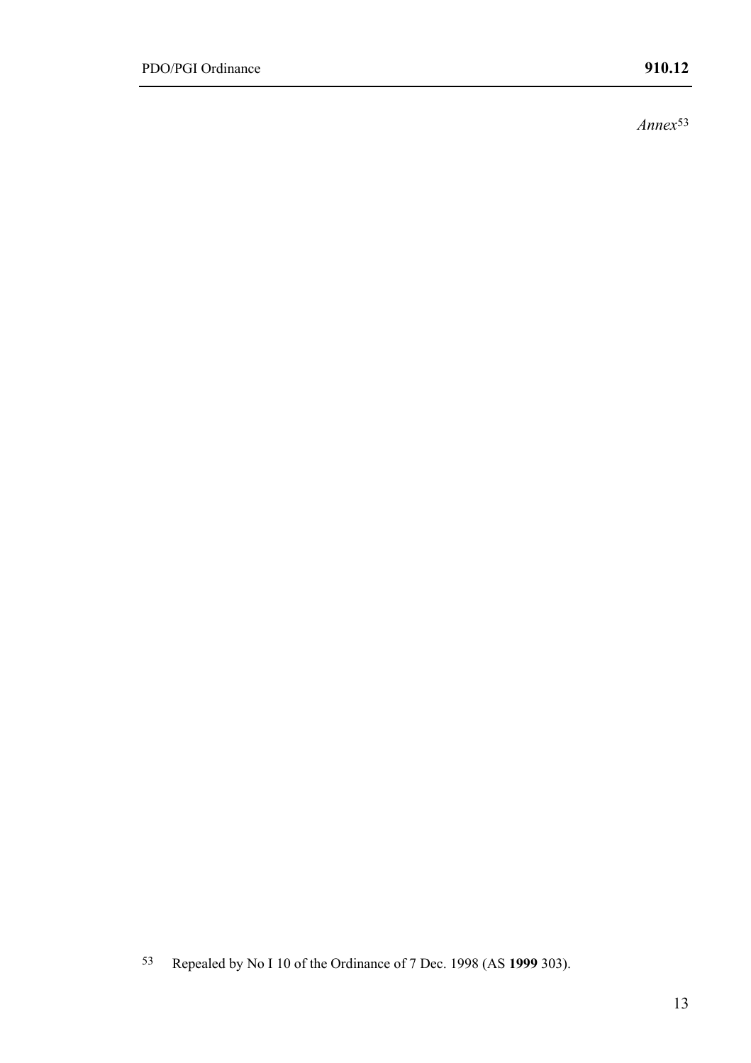*Annex*[53]

[53] Repealed by No I 10 of the Ordinance of 7 Dec. 1998 (AS **1999** 303).